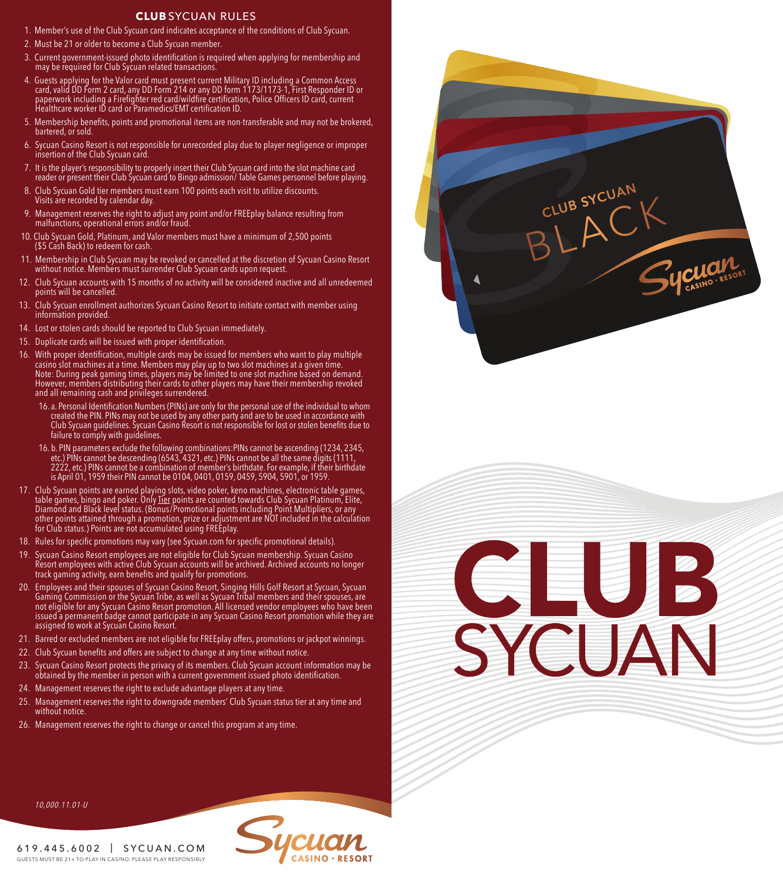## CLUB SYCUAN RULES

1. Member's use of the Club Sycuan card indicates acceptance of the conditions of Club Sycuan.
2. Must be 21 or older to become a Club Sycuan member.
3. Current government-issued photo identification is required when applying for membership and may be required for Club Sycuan related transactions.
4. Guests applying for the Valor card must present current Military ID including a Common Access card, valid DD Form 2 card, any DD Form 214 or any DD form 1173/1173-1, First Responder ID or paperwork including a Firefighter red card/wildfire certification, Police Officers ID card, current Healthcare worker ID card or Paramedics/EMT certification ID.
5. Membership benefits, points and promotional items are non-transferable and may not be brokered, bartered, or sold.
6. Sycuan Casino Resort is not responsible for unrecorded play due to player negligence or improper insertion of the Club Sycuan card.
7. It is the player's responsibility to properly insert their Club Sycuan card into the slot machine card reader or present their Club Sycuan card to Bingo admission/ Table Games personnel before playing.
8. Club Sycuan Gold tier members must earn 100 points each visit to utilize discounts. Visits are recorded by calendar day.
9. Management reserves the right to adjust any point and/or FREEplay balance resulting from malfunctions, operational errors and/or fraud.
10. Club Sycuan Gold, Platinum, and Valor members must have a minimum of 2,500 points ($5 Cash Back) to redeem for cash.
11. Membership in Club Sycuan may be revoked or cancelled at the discretion of Sycuan Casino Resort without notice. Members must surrender Club Sycuan cards upon request.
12. Club Sycuan accounts with 15 months of no activity will be considered inactive and all unredeemed points will be cancelled.
13. Club Sycuan enrollment authorizes Sycuan Casino Resort to initiate contact with member using information provided.
14. Lost or stolen cards should be reported to Club Sycuan immediately.
15. Duplicate cards will be issued with proper identification.
16. With proper identification, multiple cards may be issued for members who want to play multiple casino slot machines at a time. Members may play up to two slot machines at a given time. Note: During peak gaming times, players may be limited to one slot machine based on demand. However, members distributing their cards to other players may have their membership revoked and all remaining cash and privileges surrendered.
    - 16. a. Personal Identification Numbers (PINs) are only for the personal use of the individual to whom created the PIN. PINs may not be used by any other party and are to be used in accordance with Club Sycuan guidelines. Sycuan Casino Resort is not responsible for lost or stolen benefits due to failure to comply with guidelines.
    - 16. b. PIN parameters exclude the following combinations:PINs cannot be ascending (1234, 2345, etc.) PINs cannot be descending (6543, 4321, etc.) PINs cannot be all the same digits (1111, 2222, etc.) PINs cannot be a combination of member's birthdate. For example, if their birthdate is April 01, 1959 their PIN cannot be 0104, 0401, 0159, 0459, 5904, 5901, or 1959.
17. Club Sycuan points are earned playing slots, video poker, keno machines, electronic table games, table games, bingo and poker. Only Tier points are counted towards Club Sycuan Platinum, Elite, Diamond and Black level status. (Bonus/Promotional points including Point Multipliers, or any other points attained through a promotion, prize or adjustment are NOT included in the calculation for Club status.) Points are not accumulated using FREEplay.
18. Rules for specific promotions may vary (see Sycuan.com for specific promotional details).
19. Sycuan Casino Resort employees are not eligible for Club Sycuan membership. Sycuan Casino Resort employees with active Club Sycuan accounts will be archived. Archived accounts no longer track gaming activity, earn benefits and qualify for promotions.
20. Employees and their spouses of Sycuan Casino Resort, Singing Hills Golf Resort at Sycuan, Sycuan Gaming Commission or the Sycuan Tribe, as well as Sycuan Tribal members and their spouses, are not eligible for any Sycuan Casino Resort promotion. All licensed vendor employees who have been issued a permanent badge cannot participate in any Sycuan Casino Resort promotion while they are assigned to work at Sycuan Casino Resort.
21. Barred or excluded members are not eligible for FREEplay offers, promotions or jackpot winnings.
22. Club Sycuan benefits and offers are subject to change at any time without notice.
23. Sycuan Casino Resort protects the privacy of its members. Club Sycuan account information may be obtained by the member in person with a current government issued photo identification.
24. Management reserves the right to exclude advantage players at any time.
25. Management reserves the right to downgrade members' Club Sycuan status tier at any time and without notice.
26. Management reserves the right to change or cancel this program at any time.

*10,000.11.01-U*

619.445.6002 | SYCUAN.COM

GUESTS MUST BE 21+ TO PLAY IN CASINO. PLEASE PLAY RESPONSIBLY

Sycuan CASINO • RESORT

CLUB SYCUAN BLACK

# CLUB SYCUAN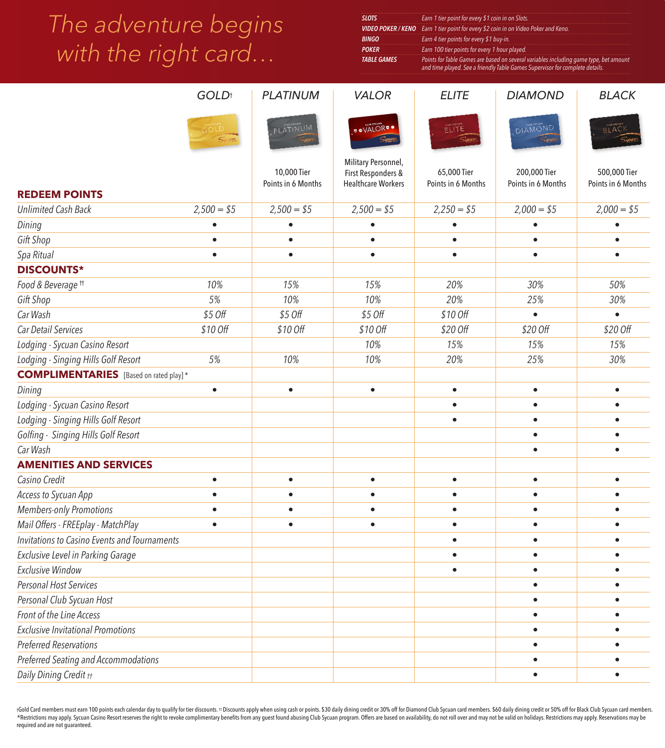# *The adventure begins with the right card…*

| | |
|---|---|
| **SLOTS** | *Earn 1 tier point for every $1 coin in on Slots.* |
| **VIDEO POKER / KENO** | *Earn 1 tier point for every $2 coin in on Video Poker and Keno.* |
| **BINGO** | *Earn 4 tier points for every $1 buy-in.* |
| **POKER** | *Earn 100 tier points for every 1 hour played.* |
| **TABLE GAMES** | *Points for Table Games are based on several variables including game type, bet amount and time played. See a friendly Table Games Supervisor for complete details.* |

| | GOLD† | PLATINUM | VALOR | ELITE | DIAMOND | BLACK |
|---|---|---|---|---|---|---|
| | | 10,000 Tier Points in 6 Months | Military Personnel, First Responders & Healthcare Workers | 65,000 Tier Points in 6 Months | 200,000 Tier Points in 6 Months | 500,000 Tier Points in 6 Months |
| **REDEEM POINTS** | | | | | | |
| *Unlimited Cash Back* | *2,500 = $5* | *2,500 = $5* | *2,500 = $5* | *2,250 = $5* | *2,000 = $5* | *2,000 = $5* |
| *Dining* | ● | ● | ● | ● | ● | ● |
| *Gift Shop* | ● | ● | ● | ● | ● | ● |
| *Spa Ritual* | ● | ● | ● | ● | ● | ● |
| **DISCOUNTS*** | | | | | | |
| *Food & Beverage ††* | 10% | 15% | 15% | 20% | 30% | 50% |
| *Gift Shop* | 5% | 10% | 10% | 20% | 25% | 30% |
| *Car Wash* | $5 Off | $5 Off | $5 Off | $10 Off | ● | ● |
| *Car Detail Services* | $10 Off | $10 Off | $10 Off | $20 Off | $20 Off | $20 Off |
| *Lodging - Sycuan Casino Resort* | | | 10% | 15% | 15% | 15% |
| *Lodging - Singing Hills Golf Resort* | 5% | 10% | 10% | 20% | 25% | 30% |
| **COMPLIMENTARIES** [Based on rated play]* | | | | | | |
| *Dining* | ● | ● | ● | ● | ● | ● |
| *Lodging - Sycuan Casino Resort* | | | | ● | ● | ● |
| *Lodging - Singing Hills Golf Resort* | | | | ● | ● | ● |
| *Golfing - Singing Hills Golf Resort* | | | | | ● | ● |
| *Car Wash* | | | | | ● | ● |
| **AMENITIES AND SERVICES** | | | | | | |
| *Casino Credit* | ● | ● | ● | ● | ● | ● |
| *Access to Sycuan App* | ● | ● | ● | ● | ● | ● |
| *Members-only Promotions* | ● | ● | ● | ● | ● | ● |
| *Mail Offers - FREEplay - MatchPlay* | ● | ● | ● | ● | ● | ● |
| *Invitations to Casino Events and Tournaments* | | | | ● | ● | ● |
| *Exclusive Level in Parking Garage* | | | | ● | ● | ● |
| *Exclusive Window* | | | | ● | ● | ● |
| *Personal Host Services* | | | | | ● | ● |
| *Personal Club Sycuan Host* | | | | | ● | ● |
| *Front of the Line Access* | | | | | ● | ● |
| *Exclusive Invitational Promotions* | | | | | ● | ● |
| *Preferred Reservations* | | | | | ● | ● |
| *Preferred Seating and Accommodations* | | | | | ● | ● |
| *Daily Dining Credit ††* | | | | | ● | ● |

†Gold Card members must earn 100 points each calendar day to qualify for tier discounts. †† Discounts apply when using cash or points. $30 daily dining credit or 30% off for Diamond Club Sycuan card members. $60 daily dining credit or 50% off for Black Club Sycuan card members. *Restrictions may apply. Sycuan Casino Resort reserves the right to revoke complimentary benefits from any guest found abusing Club Sycuan program. Offers are based on availability, do not roll over and may not be valid on holidays. Restrictions may apply. Reservations may be required and are not guaranteed.